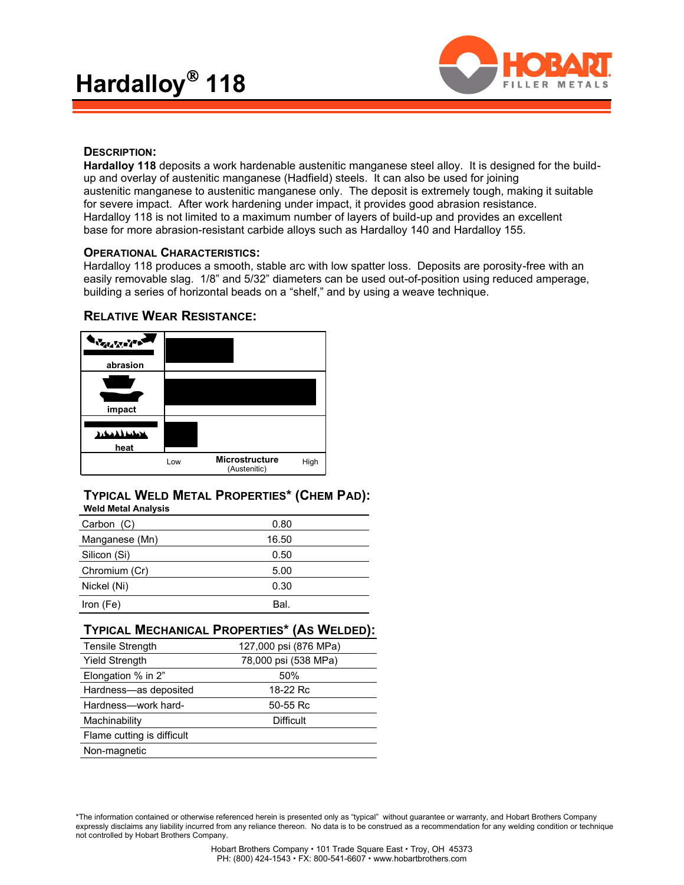# Hardalloy® 118

## Description:

**Hardalloy 118** deposits a work hardenable austenitic manganese steel alloy. It is designed for the build-up and overlay of austenitic manganese (Hadfield) steels. It can also be used for joining austenitic manganese to austenitic manganese only. The deposit is extremely tough, making it suitable for severe impact. After work hardening under impact, it provides good abrasion resistance. Hardalloy 118 is not limited to a maximum number of layers of build-up and provides an excellent base for more abrasion-resistant carbide alloys such as Hardalloy 140 and Hardalloy 155.

## Operational Characteristics:

Hardalloy 118 produces a smooth, stable arc with low spatter loss. Deposits are porosity-free with an easily removable slag. 1/8" and 5/32" diameters can be used out-of-position using reduced amperage, building a series of horizontal beads on a "shelf," and by using a weave technique.

## Relative Wear Resistance:

abrasion

impact

heat

Low — Microstructure (Austenitic) — High

## Typical Weld Metal Properties* (Chem Pad):

**Weld Metal Analysis**

| | |
|---|---|
| Carbon (C) | 0.80 |
| Manganese (Mn) | 16.50 |
| Silicon (Si) | 0.50 |
| Chromium (Cr) | 5.00 |
| Nickel (Ni) | 0.30 |
| Iron (Fe) | Bal. |

## Typical Mechanical Properties* (As Welded):

| | |
|---|---|
| Tensile Strength | 127,000 psi (876 MPa) |
| Yield Strength | 78,000 psi (538 MPa) |
| Elongation % in 2" | 50% |
| Hardness—as deposited | 18-22 Rc |
| Hardness—work hard- | 50-55 Rc |
| Machinability | Difficult |
| Flame cutting is difficult | |
| Non-magnetic | |

*The information contained or otherwise referenced herein is presented only as "typical" without guarantee or warranty, and Hobart Brothers Company expressly disclaims any liability incurred from any reliance thereon. No data is to be construed as a recommendation for any welding condition or technique not controlled by Hobart Brothers Company.

Hobart Brothers Company • 101 Trade Square East • Troy, OH 45373
PH: (800) 424-1543 • FX: 800-541-6607 • www.hobartbrothers.com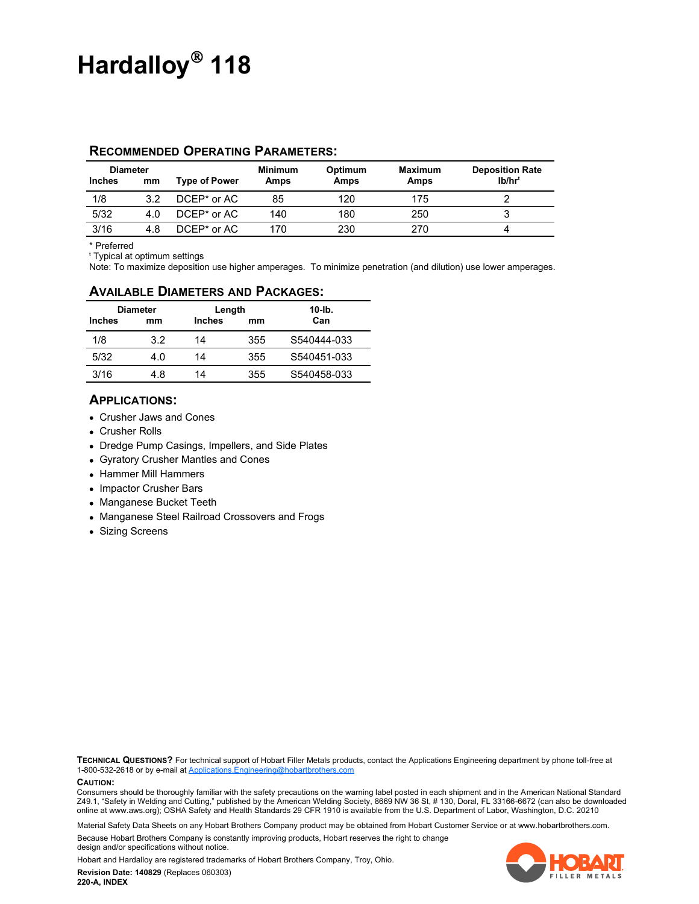# Hardalloy® 118

## Recommended Operating Parameters:

| Diameter | | | Minimum | Optimum | Maximum | Deposition Rate |
|---|---|---|---|---|---|---|
| Inches | mm | Type of Power | Amps | Amps | Amps | lb/hr[t] |
| 1/8 | 3.2 | DCEP* or AC | 85 | 120 | 175 | 2 |
| 5/32 | 4.0 | DCEP* or AC | 140 | 180 | 250 | 3 |
| 3/16 | 4.8 | DCEP* or AC | 170 | 230 | 270 | 4 |

\* Preferred

[t] Typical at optimum settings

Note: To maximize deposition use higher amperages. To minimize penetration (and dilution) use lower amperages.

## Available Diameters and Packages:

| Diameter | | Length | | 10-lb. |
|---|---|---|---|---|
| Inches | mm | Inches | mm | Can |
| 1/8 | 3.2 | 14 | 355 | S540444-033 |
| 5/32 | 4.0 | 14 | 355 | S540451-033 |
| 3/16 | 4.8 | 14 | 355 | S540458-033 |

## Applications:

- Crusher Jaws and Cones
- Crusher Rolls
- Dredge Pump Casings, Impellers, and Side Plates
- Gyratory Crusher Mantles and Cones
- Hammer Mill Hammers
- Impactor Crusher Bars
- Manganese Bucket Teeth
- Manganese Steel Railroad Crossovers and Frogs
- Sizing Screens

**Technical Questions?** For technical support of Hobart Filler Metals products, contact the Applications Engineering department by phone toll-free at 1-800-532-2618 or by e-mail at Applications.Engineering@hobartbrothers.com

**Caution:**

Consumers should be thoroughly familiar with the safety precautions on the warning label posted in each shipment and in the American National Standard Z49.1, "Safety in Welding and Cutting," published by the American Welding Society, 8669 NW 36 St, # 130, Doral, FL 33166-6672 (can also be downloaded online at www.aws.org); OSHA Safety and Health Standards 29 CFR 1910 is available from the U.S. Department of Labor, Washington, D.C. 20210

Material Safety Data Sheets on any Hobart Brothers Company product may be obtained from Hobart Customer Service or at www.hobartbrothers.com.

Because Hobart Brothers Company is constantly improving products, Hobart reserves the right to change design and/or specifications without notice.

Hobart and Hardalloy are registered trademarks of Hobart Brothers Company, Troy, Ohio.

**Revision Date: 140829** (Replaces 060303)

**220-A, INDEX**

HOBART FILLER METALS